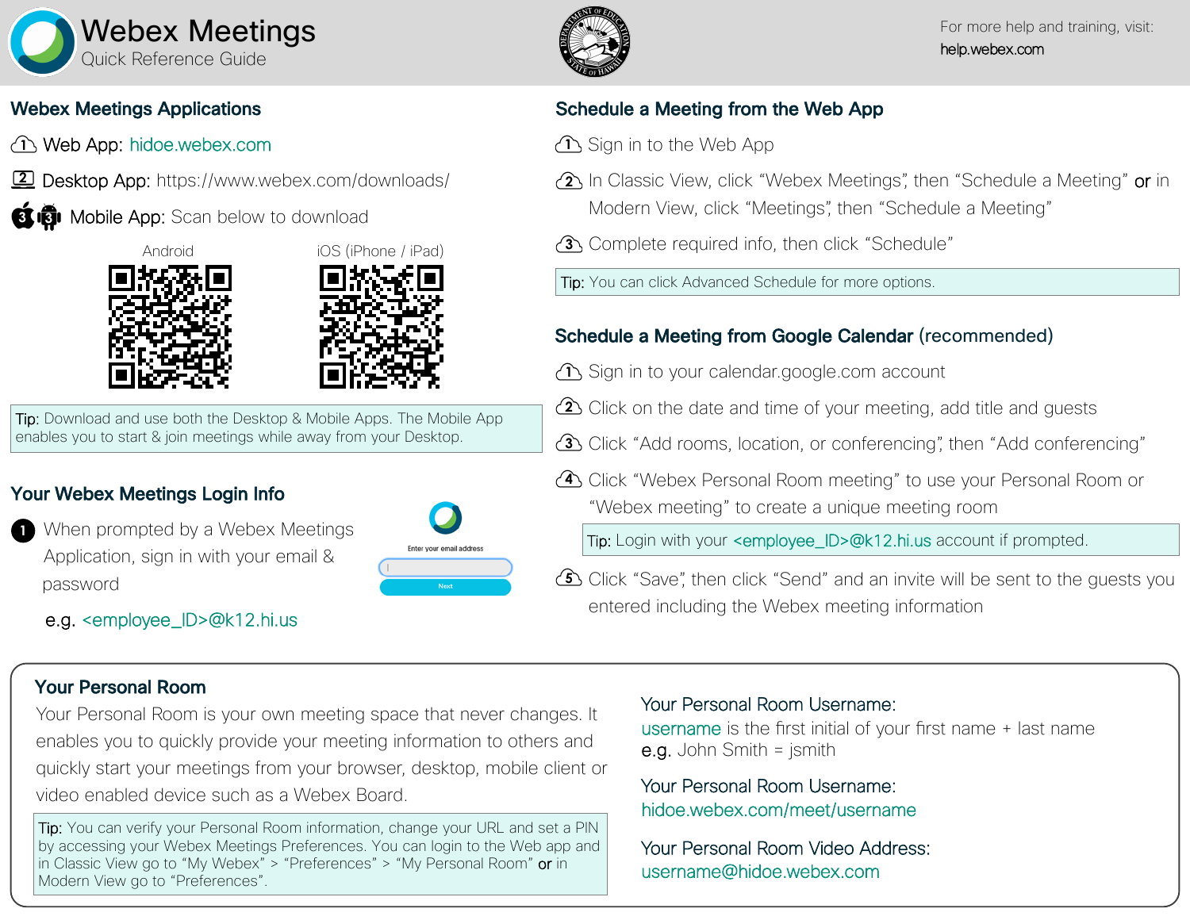# Webex Meetings
Quick Reference Guide

For more help and training, visit: help.webex.com

## Webex Meetings Applications

1. Web App: hidoe.webex.com
2. Desktop App: https://www.webex.com/downloads/
3. Mobile App: Scan below to download

Android | iOS (iPhone / iPad)

Tip: Download and use both the Desktop & Mobile Apps. The Mobile App enables you to start & join meetings while away from your Desktop.

## Your Webex Meetings Login Info

1. When prompted by a Webex Meetings Application, sign in with your email & password

   e.g. <employee_ID>@k12.hi.us

Enter your email address

Next

## Schedule a Meeting from the Web App

1. Sign in to the Web App
2. In Classic View, click "Webex Meetings", then "Schedule a Meeting" **or** in Modern View, click "Meetings", then "Schedule a Meeting"
3. Complete required info, then click "Schedule"

Tip: You can click Advanced Schedule for more options.

## Schedule a Meeting from Google Calendar (recommended)

1. Sign in to your calendar.google.com account
2. Click on the date and time of your meeting, add title and guests
3. Click "Add rooms, location, or conferencing", then "Add conferencing"
4. Click "Webex Personal Room meeting" to use your Personal Room or "Webex meeting" to create a unique meeting room

   Tip: Login with your <employee_ID>@k12.hi.us account if prompted.
5. Click "Save", then click "Send" and an invite will be sent to the guests you entered including the Webex meeting information

## Your Personal Room

Your Personal Room is your own meeting space that never changes. It enables you to quickly provide your meeting information to others and quickly start your meetings from your browser, desktop, mobile client or video enabled device such as a Webex Board.

Tip: You can verify your Personal Room information, change your URL and set a PIN by accessing your Webex Meetings Preferences. You can login to the Web app and in Classic View go to "My Webex" > "Preferences" > "My Personal Room" **or** in Modern View go to "Preferences".

Your Personal Room Username:
username is the first initial of your first name + last name
e.g. John Smith = jsmith

Your Personal Room Username:
hidoe.webex.com/meet/username

Your Personal Room Video Address:
username@hidoe.webex.com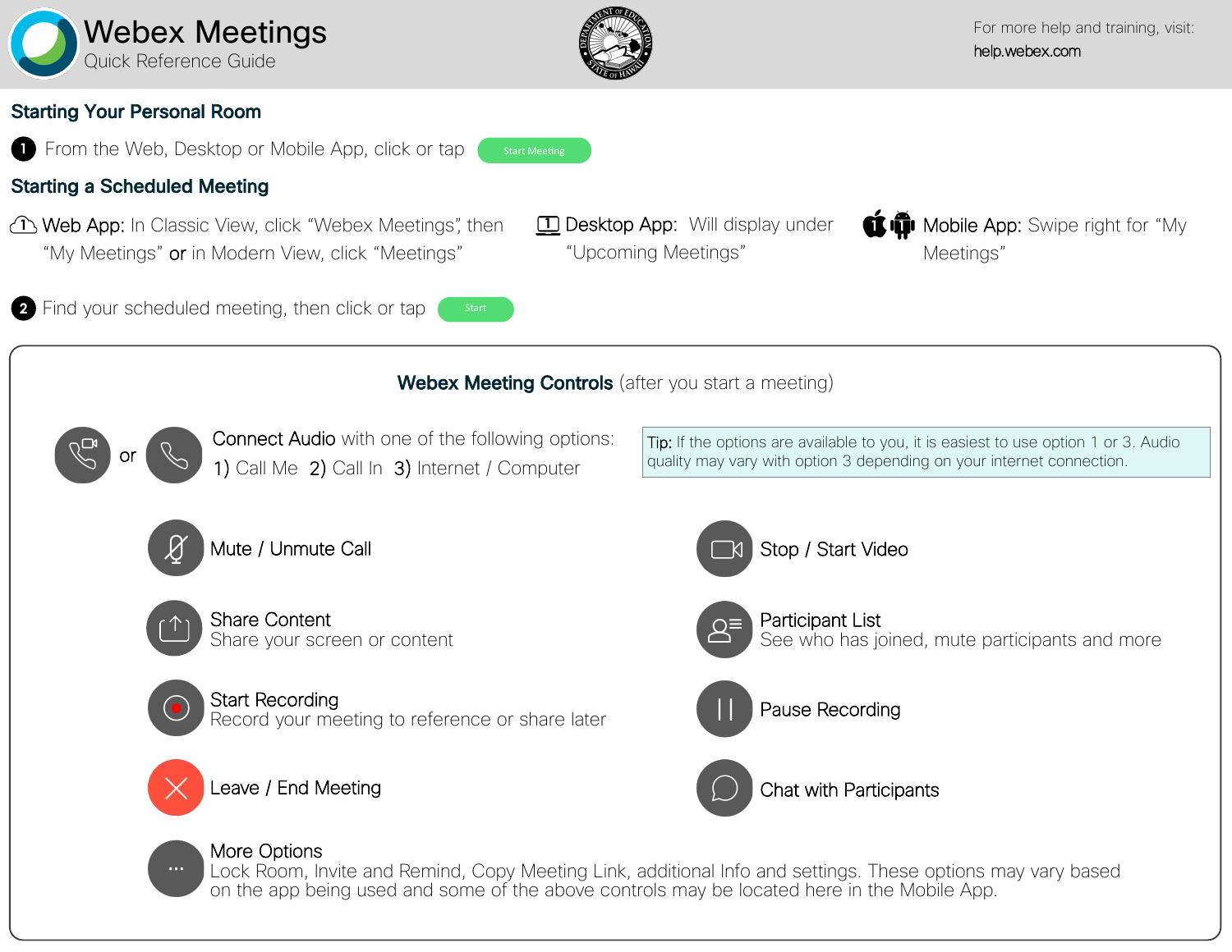# Webex Meetings

Quick Reference Guide

For more help and training, visit: help.webex.com

## Starting Your Personal Room

1. From the Web, Desktop or Mobile App, click or tap **Start Meeting**

## Starting a Scheduled Meeting

**Web App:** In Classic View, click "Webex Meetings", then "My Meetings" **or** in Modern View, click "Meetings"

**Desktop App:** Will display under "Upcoming Meetings"

**Mobile App:** Swipe right for "My Meetings"

2. Find your scheduled meeting, then click or tap **Start**

## Webex Meeting Controls (after you start a meeting)

**Connect Audio** with one of the following options: 1) Call Me 2) Call In 3) Internet / Computer

**Tip:** If the options are available to you, it is easiest to use option 1 or 3. Audio quality may vary with option 3 depending on your internet connection.

**Mute / Unmute Call**

**Stop / Start Video**

**Share Content**
Share your screen or content

**Participant List**
See who has joined, mute participants and more

**Start Recording**
Record your meeting to reference or share later

**Pause Recording**

**Leave / End Meeting**

**Chat with Participants**

**More Options**
Lock Room, Invite and Remind, Copy Meeting Link, additional Info and settings. These options may vary based on the app being used and some of the above controls may be located here in the Mobile App.